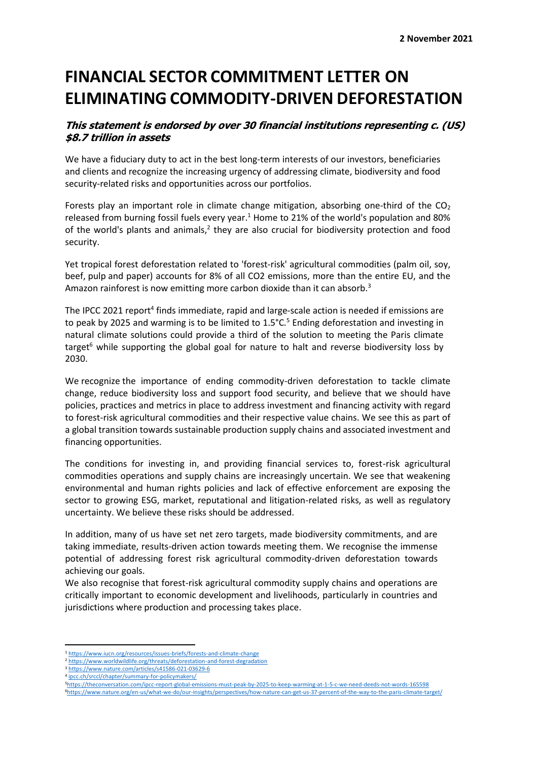**2 November 2021**

# FINANCIAL SECTOR COMMITMENT LETTER ON ELIMINATING COMMODITY-DRIVEN DEFORESTATION

### *This statement is endorsed by over 30 financial institutions representing c. (US) $8.7 trillion in assets*

We have a fiduciary duty to act in the best long-term interests of our investors, beneficiaries and clients and recognize the increasing urgency of addressing climate, biodiversity and food security-related risks and opportunities across our portfolios.

Forests play an important role in climate change mitigation, absorbing one-third of the $CO_2$ released from burning fossil fuels every year.[1] Home to 21% of the world's population and 80% of the world's plants and animals,[2] they are also crucial for biodiversity protection and food security.

Yet tropical forest deforestation related to 'forest-risk' agricultural commodities (palm oil, soy, beef, pulp and paper) accounts for 8% of all CO2 emissions, more than the entire EU, and the Amazon rainforest is now emitting more carbon dioxide than it can absorb.[3]

The IPCC 2021 report[4] finds immediate, rapid and large-scale action is needed if emissions are to peak by 2025 and warming is to be limited to 1.5°C.[5] Ending deforestation and investing in natural climate solutions could provide a third of the solution to meeting the Paris climate target[6] while supporting the global goal for nature to halt and reverse biodiversity loss by 2030.

We recognize the importance of ending commodity-driven deforestation to tackle climate change, reduce biodiversity loss and support food security, and believe that we should have policies, practices and metrics in place to address investment and financing activity with regard to forest-risk agricultural commodities and their respective value chains. We see this as part of a global transition towards sustainable production supply chains and associated investment and financing opportunities.

The conditions for investing in, and providing financial services to, forest-risk agricultural commodities operations and supply chains are increasingly uncertain. We see that weakening environmental and human rights policies and lack of effective enforcement are exposing the sector to growing ESG, market, reputational and litigation-related risks, as well as regulatory uncertainty. We believe these risks should be addressed.

In addition, many of us have set net zero targets, made biodiversity commitments, and are taking immediate, results-driven action towards meeting them. We recognise the immense potential of addressing forest risk agricultural commodity-driven deforestation towards achieving our goals.

We also recognise that forest-risk agricultural commodity supply chains and operations are critically important to economic development and livelihoods, particularly in countries and jurisdictions where production and processing takes place.

---

[1] https://www.iucn.org/resources/issues-briefs/forests-and-climate-change

[2] https://www.worldwildlife.org/threats/deforestation-and-forest-degradation

[3] https://www.nature.com/articles/s41586-021-03629-6

[4] ipcc.ch/srccl/chapter/summary-for-policymakers/

[5] https://theconversation.com/ipcc-report-global-emissions-must-peak-by-2025-to-keep-warming-at-1-5-c-we-need-deeds-not-words-165598

[6] https://www.nature.org/en-us/what-we-do/our-insights/perspectives/how-nature-can-get-us-37-percent-of-the-way-to-the-paris-climate-target/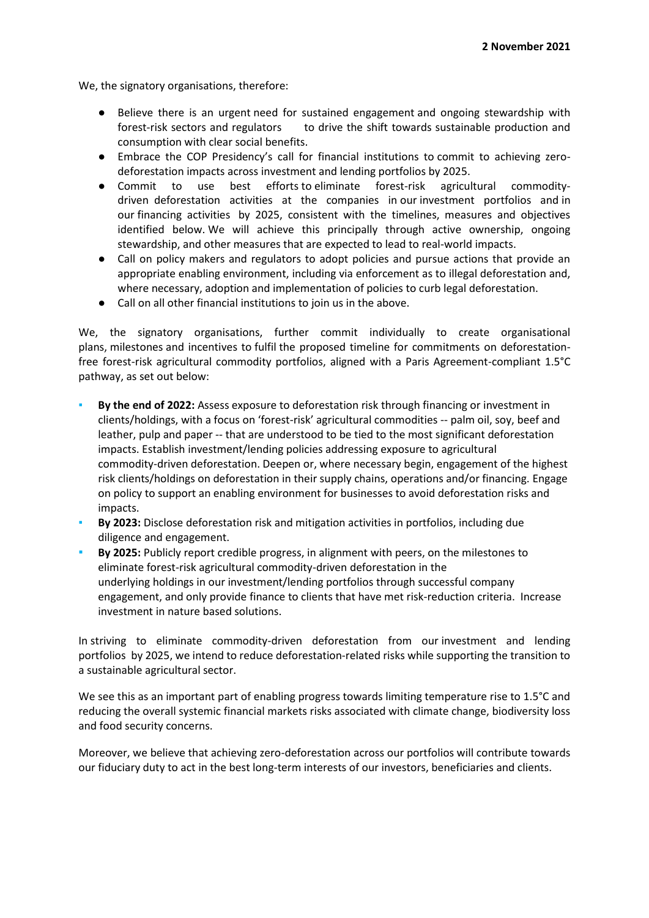2 November 2021

We, the signatory organisations, therefore:

- Believe there is an urgent need for sustained engagement and ongoing stewardship with forest-risk sectors and regulators to drive the shift towards sustainable production and consumption with clear social benefits.
- Embrace the COP Presidency's call for financial institutions to commit to achieving zero-deforestation impacts across investment and lending portfolios by 2025.
- Commit to use best efforts to eliminate forest-risk agricultural commodity-driven deforestation activities at the companies in our investment portfolios and in our financing activities by 2025, consistent with the timelines, measures and objectives identified below. We will achieve this principally through active ownership, ongoing stewardship, and other measures that are expected to lead to real-world impacts.
- Call on policy makers and regulators to adopt policies and pursue actions that provide an appropriate enabling environment, including via enforcement as to illegal deforestation and, where necessary, adoption and implementation of policies to curb legal deforestation.
- Call on all other financial institutions to join us in the above.

We, the signatory organisations, further commit individually to create organisational plans, milestones and incentives to fulfil the proposed timeline for commitments on deforestation-free forest-risk agricultural commodity portfolios, aligned with a Paris Agreement-compliant 1.5°C pathway, as set out below:

- **By the end of 2022:** Assess exposure to deforestation risk through financing or investment in clients/holdings, with a focus on 'forest-risk' agricultural commodities -- palm oil, soy, beef and leather, pulp and paper -- that are understood to be tied to the most significant deforestation impacts. Establish investment/lending policies addressing exposure to agricultural commodity-driven deforestation. Deepen or, where necessary begin, engagement of the highest risk clients/holdings on deforestation in their supply chains, operations and/or financing. Engage on policy to support an enabling environment for businesses to avoid deforestation risks and impacts.
- **By 2023:** Disclose deforestation risk and mitigation activities in portfolios, including due diligence and engagement.
- **By 2025:** Publicly report credible progress, in alignment with peers, on the milestones to eliminate forest-risk agricultural commodity-driven deforestation in the underlying holdings in our investment/lending portfolios through successful company engagement, and only provide finance to clients that have met risk-reduction criteria. Increase investment in nature based solutions.

In striving to eliminate commodity-driven deforestation from our investment and lending portfolios by 2025, we intend to reduce deforestation-related risks while supporting the transition to a sustainable agricultural sector.

We see this as an important part of enabling progress towards limiting temperature rise to 1.5°C and reducing the overall systemic financial markets risks associated with climate change, biodiversity loss and food security concerns.

Moreover, we believe that achieving zero-deforestation across our portfolios will contribute towards our fiduciary duty to act in the best long-term interests of our investors, beneficiaries and clients.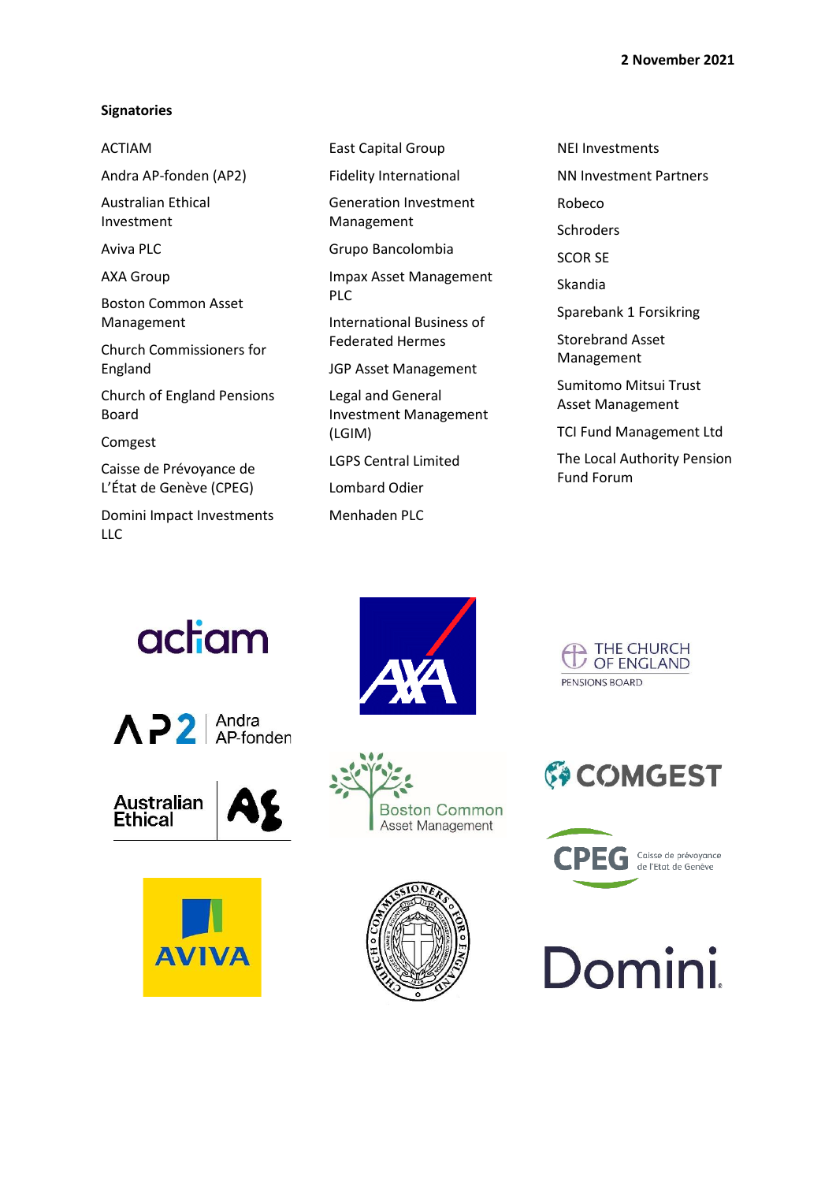2 November 2021

**Signatories**

ACTIAM

Andra AP-fonden (AP2)

Australian Ethical Investment

Aviva PLC

AXA Group

Boston Common Asset Management

Church Commissioners for England

Church of England Pensions Board

Comgest

Caisse de Prévoyance de L'État de Genève (CPEG)

Domini Impact Investments LLC

East Capital Group

Fidelity International

Generation Investment Management

Grupo Bancolombia

Impax Asset Management PLC

International Business of Federated Hermes

JGP Asset Management

Legal and General Investment Management (LGIM)

LGPS Central Limited

Lombard Odier

Menhaden PLC

NEI Investments

NN Investment Partners

Robeco

Schroders

SCOR SE

Skandia

Sparebank 1 Forsikring

Storebrand Asset Management

Sumitomo Mitsui Trust Asset Management

TCI Fund Management Ltd

The Local Authority Pension Fund Forum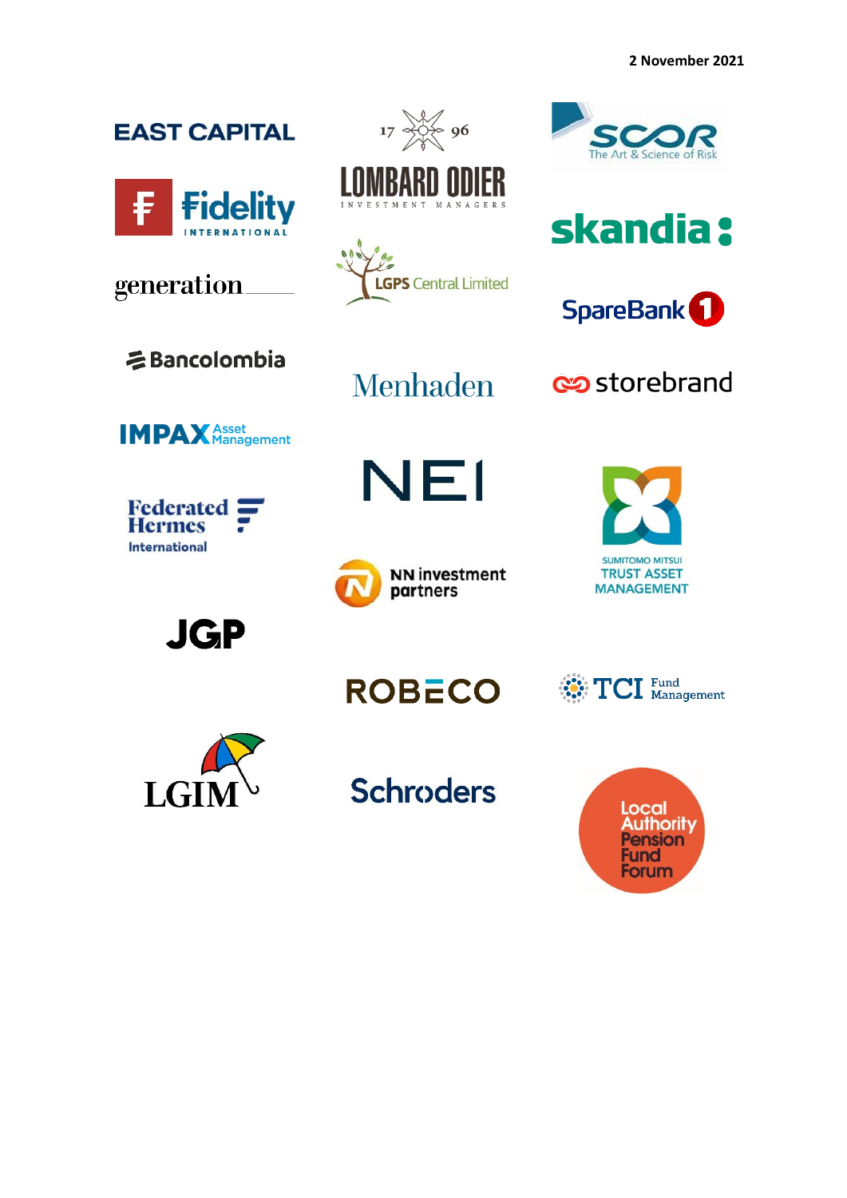2 November 2021

EAST CAPITAL

Fidelity INTERNATIONAL

generation

Bancolombia

IMPAX Asset Management

Federated Hermes International

JGP

LGIM

17 96 LOMBARD ODIER INVESTMENT MANAGERS

LGPS Central Limited

Menhaden

NEI

NN investment partners

ROBECO

Schroders

SCOR The Art & Science of Risk

skandia

SpareBank 1

storebrand

SUMITOMO MITSUI TRUST ASSET MANAGEMENT

TCI Fund Management

Local Authority Pension Fund Forum